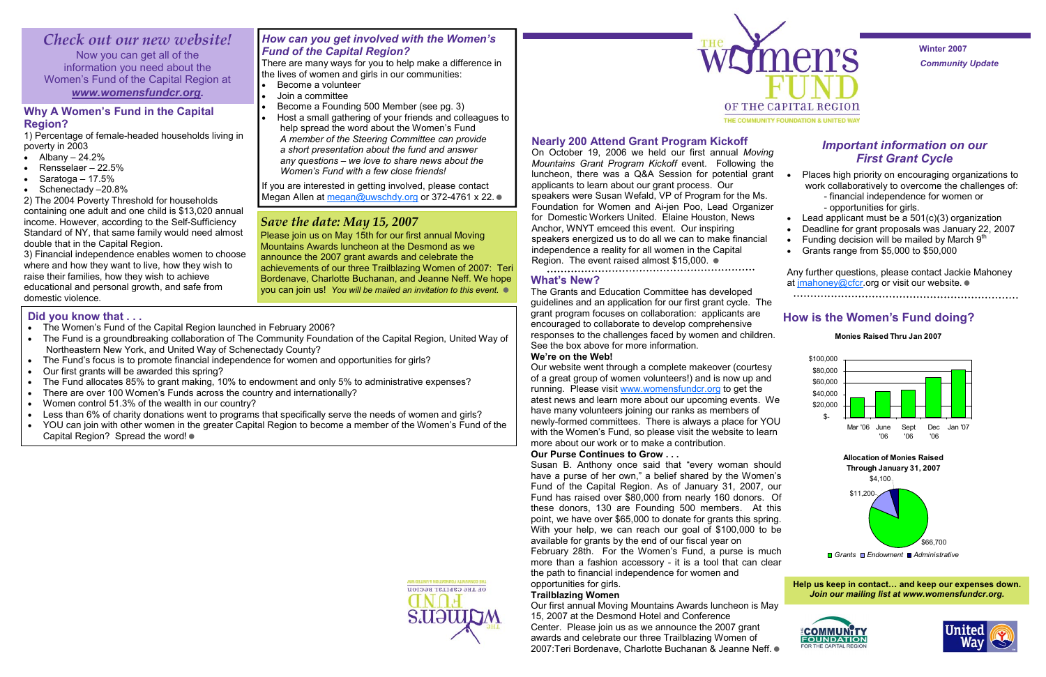# The Women's Fund of the Capital Region

THE COMMUNITY FOUNDATION & UNITED WAY

**Winter 2007**

***Community Update***

## *Check out our new website!*

Now you can get all of the information you need about the Women's Fund of the Capital Region at ***www.womensfundcr.org***.

## Why A Women's Fund in the Capital Region?

1) Percentage of female-headed households living in poverty in 2003

- Albany – 24.2%
- Rensselaer – 22.5%
- Saratoga – 17.5%
- Schenectady –20.8%

2) The 2004 Poverty Threshold for households containing one adult and one child is $13,020 annual income. However, according to the Self-Sufficiency Standard of NY, that same family would need almost double that in the Capital Region.

3) Financial independence enables women to choose where and how they want to live, how they wish to raise their families, how they wish to achieve educational and personal growth, and safe from domestic violence.

## *How can you get involved with the Women's Fund of the Capital Region?*

There are many ways for you to help make a difference in the lives of women and girls in our communities:

- Become a volunteer
- Join a committee
- Become a Founding 500 Member (see pg. 3)
- Host a small gathering of your friends and colleagues to help spread the word about the Women's Fund
  *A member of the Steering Committee can provide a short presentation about the fund and answer any questions – we love to share news about the Women's Fund with a few close friends!*

If you are interested in getting involved, please contact Megan Allen at megan@uwschdy.org or 372-4761 x 22.

## *Save the date: May 15, 2007*

Please join us on May 15th for our first annual Moving Mountains Awards luncheon at the Desmond as we announce the 2007 grant awards and celebrate the achievements of our three Trailblazing Women of 2007: Teri Bordenave, Charlotte Buchanan, and Jeanne Neff. We hope you can join us! *You will be mailed an invitation to this event.*

## Did you know that . . .

- The Women's Fund of the Capital Region launched in February 2006?
- The Fund is a groundbreaking collaboration of The Community Foundation of the Capital Region, United Way of Northeastern New York, and United Way of Schenectady County?
- The Fund's focus is to promote financial independence for women and opportunities for girls?
- Our first grants will be awarded this spring?
- The Fund allocates 85% to grant making, 10% to endowment and only 5% to administrative expenses?
- There are over 100 Women's Funds across the country and internationally?
- Women control 51.3% of the wealth in our country?
- Less than 6% of charity donations went to programs that specifically serve the needs of women and girls?
- YOU can join with other women in the greater Capital Region to become a member of the Women's Fund of the Capital Region? Spread the word!

## Nearly 200 Attend Grant Program Kickoff

On October 19, 2006 we held our first annual *Moving Mountains Grant Program Kickoff* event. Following the luncheon, there was a Q&A Session for potential grant applicants to learn about our grant process. Our speakers were Susan Wefald, VP of Program for the Ms. Foundation for Women and Ai-jen Poo, Lead Organizer for Domestic Workers United. Elaine Houston, News Anchor, WNYT emceed this event. Our inspiring speakers energized us to do all we can to make financial independence a reality for all women in the Capital Region. The event raised almost $15,000.

## What's New?

The Grants and Education Committee has developed guidelines and an application for our first grant cycle. The grant program focuses on collaboration: applicants are encouraged to collaborate to develop comprehensive responses to the challenges faced by women and children. See the box above for more information.

**We're on the Web!**

Our website went through a complete makeover (courtesy of a great group of women volunteers!) and is now up and running. Please visit www.womensfundcr.org to get the atest news and learn more about our upcoming events. We have many volunteers joining our ranks as members of newly-formed committees. There is always a place for YOU with the Women's Fund, so please visit the website to learn more about our work or to make a contribution.

**Our Purse Continues to Grow . . .**

Susan B. Anthony once said that "every woman should have a purse of her own," a belief shared by the Women's Fund of the Capital Region. As of January 31, 2007, our Fund has raised over $80,000 from nearly 160 donors. Of these donors, 130 are Founding 500 members. At this point, we have over $65,000 to donate for grants this spring. With your help, we can reach our goal of $100,000 to be available for grants by the end of our fiscal year on February 28th. For the Women's Fund, a purse is much more than a fashion accessory - it is a tool that can clear the path to financial independence for women and opportunities for girls.

**Trailblazing Women**

Our first annual Moving Mountains Awards luncheon is May 15, 2007 at the Desmond Hotel and Conference Center. Please join us as we announce the 2007 grant awards and celebrate our three Trailblazing Women of 2007:Teri Bordenave, Charlotte Buchanan & Jeanne Neff.

## *Important information on our First Grant Cycle*

- Places high priority on encouraging organizations to work collaboratively to overcome the challenges of:
  - financial independence for women or
  - opportunities for girls.
- Lead applicant must be a 501(c)(3) organization
- Deadline for grant proposals was January 22, 2007
- Funding decision will be mailed by March 9th
- Grants range from $5,000 to $50,000

Any further questions, please contact Jackie Mahoney at jmahoney@cfcr.org or visit our website.

## How is the Women's Fund doing?

**Monies Raised Thru Jan 2007**

Chart axis: $- to $100,000; periods: Mar '06, June '06, Sept '06, Dec '06, Jan '07

**Allocation of Monies Raised Through January 31, 2007**

| Category | Amount |
|---|---|
| Grants | $66,700 |
| Endowment | $11,200 |
| Administrative | $4,100 |

**Help us keep in contact... and keep our expenses down.**
***Join our mailing list at www.womensfundcr.org.***

THE COMMUNITY FOUNDATION FOR THE CAPITAL REGION

United Way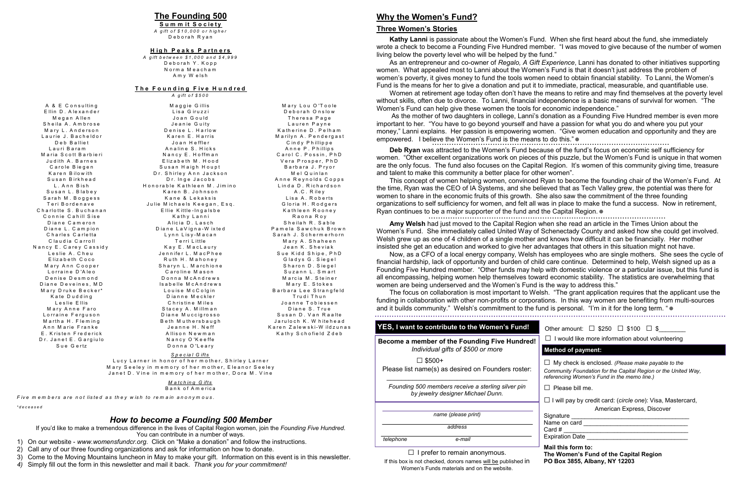# The Founding 500

## Summit Society

*A gift of $10,000 or higher*

Deborah Ryan

## High Peaks Partners

*A gift between $1,000 and $4,999*

Deborah Y. Kopp
Norma Meacham
Amy Welsh

## The Founding Five Hundred

*A gift of $500*

A & E Consulting
Ellin D. Alexander
Megan Allen
Sheila A. Ambrose
Mary L. Anderson
Laurie J. Bacheldor
Deb Balliet
Lauri Baram
Maria Scott Barbieri
Judith A. Barnes
Carole Biegen
Karen Bilowith
Susan Birkhead
L. Ann Bish
Susan L. Blabey
Sarah M. Boggess
Teri Bordenave
Charlotte S. Buchanan
Connie Cahill Sise
Diane Cameron
Diane L. Campion
Charles Carletta
Claudia Carroll
Nancy E. Carey Cassidy
Leslie A. Cheu
Elizabeth Coco
Mary Ann Cooper
Lorraine D'Aleo
Denise Desmond
Diane Deveines, MD
Mary Druke Becker*
Kate Dudding
Leslie Ellis
Mary Anne Faro
Lorraine Ferguson
Martha H. Fleming
Ann Marie Franke
E. Kristen Frederick
Dr. Janet E. Gargiulo
Sue Gertz
Maggie Gillis
Lisa Giruzzi
Joan Gould
Jeanie Guity
Denise L. Harlow
Karen E. Harris
Joan Heffler
Analine S. Hicks
Nancy E. Hoffman
Elizabeth M. Hood
Susan Haigh Houpt
Dr. Shirley Ann Jackson
Dr. Inge Jacobs
Honorable Kathleen M. Jimino
Karen B. Johnson
Kane & Lekaksis
Julie Michaels Keegan, Esq.
Ellie Kittle-Ingalsbe
Kathy Lanni
Alicia D. Lasch
Diane LaVigna-Wixted
Lynn Lisy-Macan
Terri Little
Kay E. MacLaury
Jennifer L. MacPhee
Ruth H. Mahoney
Sharyn L. Marchione
Caroline Mason
Donna McAndrews
Isabelle McAndrews
Louise McColgin
Dianne Meckler
Christine Miles
Stacey A. Millman
Diane Muccigrosso
Beth Muthersbaugh
Jeanne H. Neff
Allison Newman
Nancy O'Keeffe
Donna O'Leary
Mary Lou O'Toole
Deborah Onslow
Theresa Page
Lauren Payne
Katherine D. Pelham
Marilyn A. Pendergast
Cindy Phillippe
Anne P. Phillips
Carol C. Possin, PhD
Vera Prosper, PhD
Barbara J. Pryor
Mel Quinlan
Anne Reynolds Copps
Linda D. Richardson
A.C. Riley
Lisa A. Roberts
Gloria H. Rodgers
Kathleen Rooney
Raona Roy
Sheilah R. Sable
Pamela Sawchuk Brown
Sarah J. Schermerhorn
Mary A. Shaheen
Jean K. Sheviak
Sue Kidd Shipe, PhD
Gladys G. Siegel
Sharon D. Siegel
Suzann L. Smart
Marcia M. Steiner
Mary E. Stokes
Barbara Lee Strangfeld
Trudi Thun
Joanne Tobiessen
Diane S. True
Susan D. Van Raalte
Jaruloch K. Whitehead
Karen Zalewski-Wildzunas
Kathy Schofield Zdeb

*Special Gifts*

Lucy Larner in honor of her mother, Shirley Larner
Mary Seeley in memory of her mother, Eleanor Seeley
Janet D. Vine in memory of her mother, Dora M. Vine

*Matching Gifts*

Bank of America

*Five members are not listed as they wish to remain anonymous.*

*\*deceased*

## *How to become a Founding 500 Member*

If you'd like to make a tremendous difference in the lives of Capital Region women, join the *Founding Five Hundred*. You can contribute in a number of ways.

1) On our website - *www.womensfundcr.org*. Click on "Make a donation" and follow the instructions.
2) Call any of our three founding organizations and ask for information on how to donate.
3) Come to the Moving Mountains luncheon in May to make your gift. Information on this event is in this newsletter.
4) *Simply fill out the form in this newsletter and mail it back. Thank you for your commitment!*

# Why the Women's Fund?

## Three Women's Stories

**Kathy Lanni** is passionate about the Women's Fund. When she first heard about the fund, she immediately wrote a check to become a Founding Five Hundred member. "I was moved to give because of the number of women living below the poverty level who will be helped by the fund."

As an entrepreneur and co-owner of *Regalo, A Gift Experience*, Lanni has donated to other initiatives supporting women. What appealed most to Lanni about the Women's Fund is that it doesn't just address the problem of women's poverty, it gives money to fund the tools women need to obtain financial stability. To Lanni, the Women's Fund is the means for her to give a donation and put it to immediate, practical, measurable, and quantifiable use.

Women at retirement age today often don't have the means to retire and may find themselves at the poverty level without skills, often due to divorce. To Lanni, financial independence is a basic means of survival for women. "The Women's Fund can help give these women the tools for economic independence."

As the mother of two daughters in college, Lanni's donation as a Founding Five Hundred member is even more important to her. "You have to go beyond yourself and have a passion for what you do and where you put your money," Lanni explains. Her passion is empowering women. "Give women education and opportunity and they are empowered. I believe the Women's Fund is the means to do this." ●

**Deb Ryan** was attracted to the Women's Fund because of the fund's focus on economic self sufficiency for women. "Other excellent organizations work on pieces of this puzzle, but the Women's Fund is unique in that women are the only focus. The fund also focuses on the Capital Region. It's women of this community giving time, treasure and talent to make this community a better place for other women".

This concept of women helping women, convinced Ryan to become the founding chair of the Women's Fund. At the time, Ryan was the CEO of IA Systems, and she believed that as Tech Valley grew, the potential was there for women to share in the economic fruits of this growth. She also saw the commitment of the three founding organizations to self sufficiency for women, and felt all was in place to make the fund a success. Now in retirement, Ryan continues to be a major supporter of the fund and the Capital Region. ●

**Amy Welsh** had just moved to the Capital Region when she read an article in the Times Union about the Women's Fund. She immediately called United Way of Schenectady County and asked how she could get involved. Welsh grew up as one of 4 children of a single mother and knows how difficult it can be financially. Her mother insisted she get an education and worked to give her advantages that others in this situation might not have.

Now, as a CFO of a local energy company, Welsh has employees who are single mothers. She sees the cycle of financial hardship, lack of opportunity and burden of child care continue. Determined to help, Welsh signed up as a Founding Five Hundred member. "Other funds may help with domestic violence or a particular issue, but this fund is all encompassing, helping women help themselves toward economic stability. The statistics are overwhelming that women are being underserved and the Women's Fund is the way to address this."

The focus on collaboration is most important to Welsh. "The grant application requires that the applicant use the funding in collaboration with other non-profits or corporations. In this way women are benefiting from multi-sources and it builds community." Welsh's commitment to the fund is personal. "I'm in it for the long term." ●

**YES, I want to contribute to the Women's Fund!**

**Become a member of the Founding Five Hundred!**
*Individual gifts of $500 or more*

☐ $500+

Please list name(s) as desired on Founders roster:

___________________________________

*Founding 500 members receive a sterling silver pin by jewelry designer Michael Dunn.*

___________________________________
*name (please print)*

___________________________________
*address*

___________________________________
*telephone* *e-mail*

☐ I prefer to remain anonymous.

If this box is not checked, donors names will be published in Women's Funds materials and on the website.

Other amount: ☐ $250 ☐ $100 ☐ $________

☐ I would like more information about volunteering

**Method of payment:**

☐ My check is enclosed. *(Please make payable to the Community Foundation for the Capital Region or the United Way, referencing Women's Fund in the memo line.)*

☐ Please bill me.

☐ I will pay by credit card: (*circle one*): Visa, Mastercard, American Express, Discover

Signature ___________________________________
Name on card ___________________________________
Card # ___________________________________
Expiration Date ___________________________________

**Mail this form to:**
**The Women's Fund of the Capital Region**
**PO Box 3855, Albany, NY 12203**